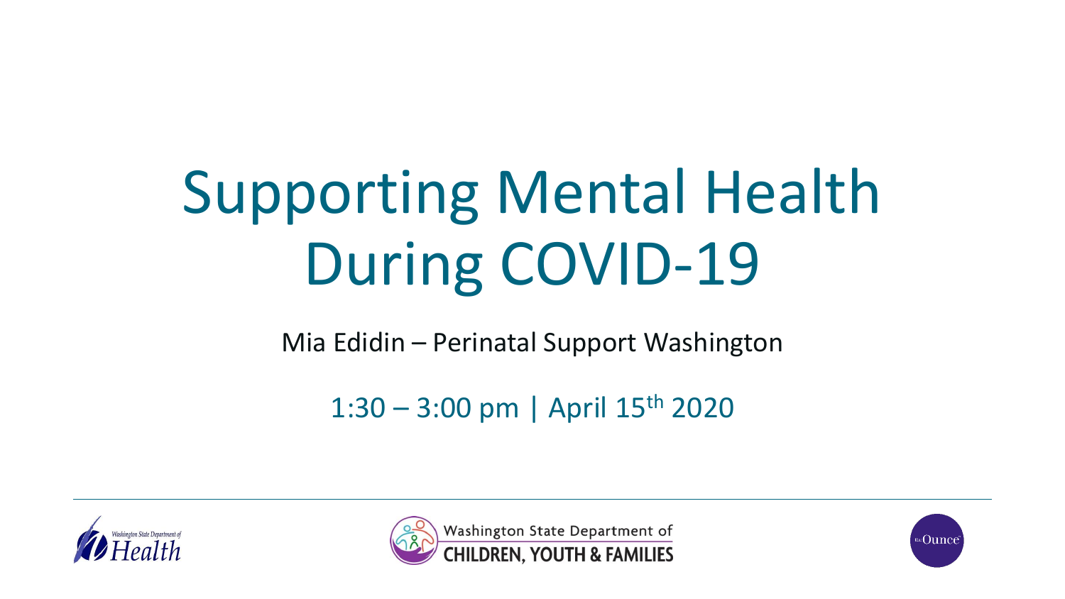# Supporting Mental Health During COVID-19

Mia Edidin – Perinatal Support Washington

1:30 – 3:00 pm | April 15th 2020

Washington State Department of Health

Washington State Department of CHILDREN, YOUTH & FAMILIES

the Ounce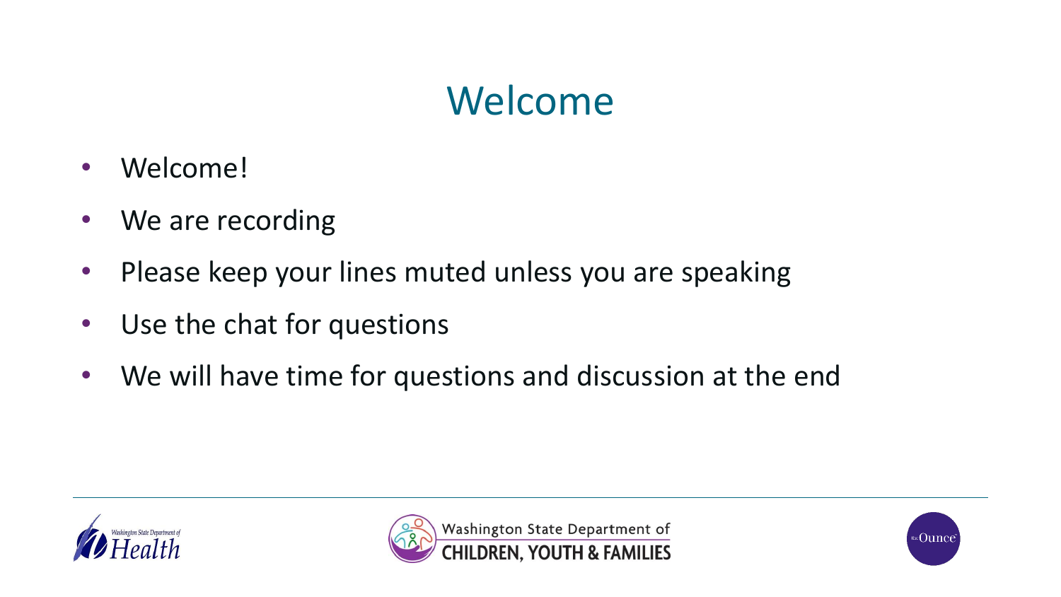# Welcome

- Welcome!
- We are recording
- Please keep your lines muted unless you are speaking
- Use the chat for questions
- We will have time for questions and discussion at the end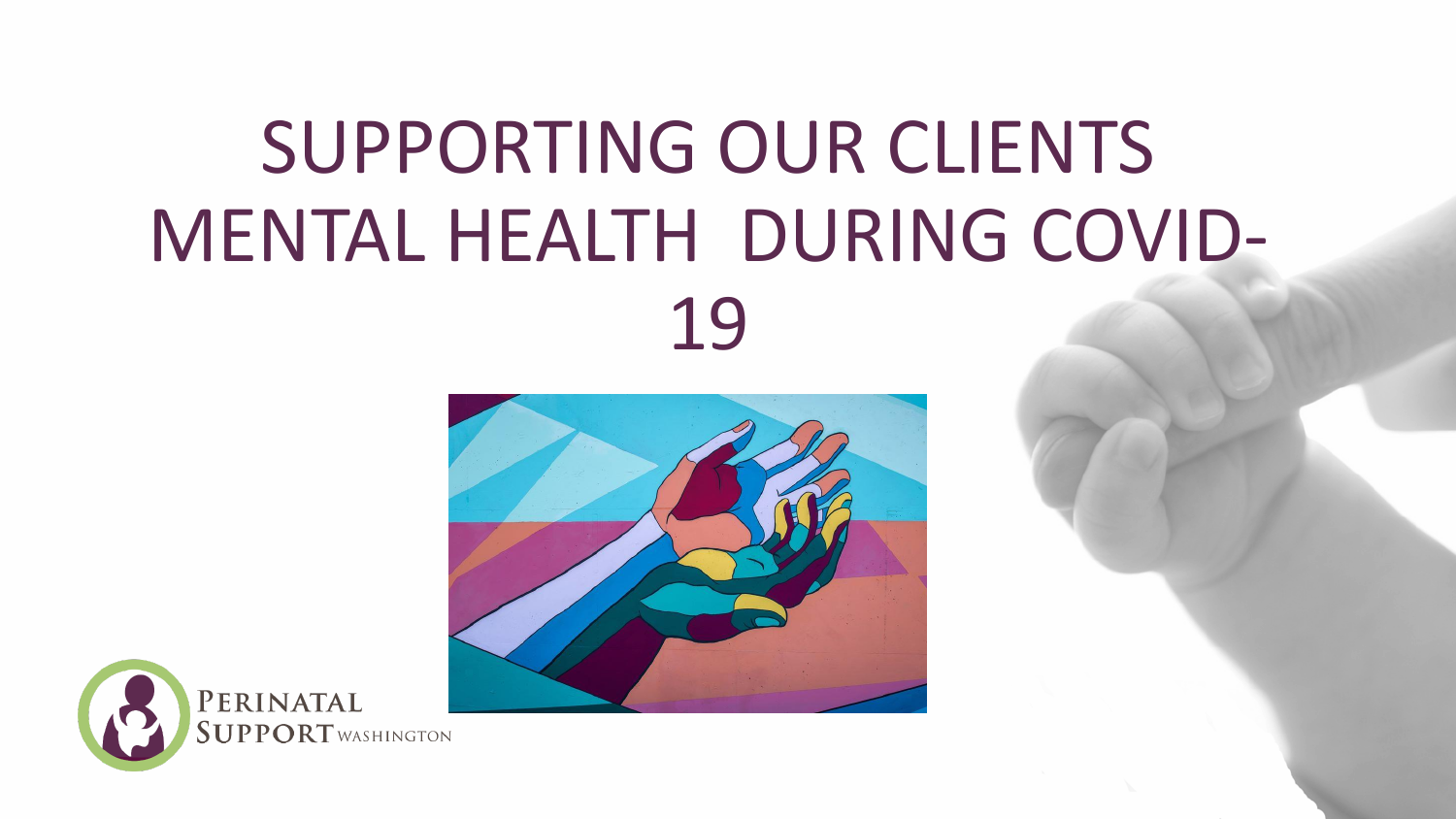# SUPPORTING OUR CLIENTS MENTAL HEALTH DURING COVID-19

PERINATAL SUPPORT WASHINGTON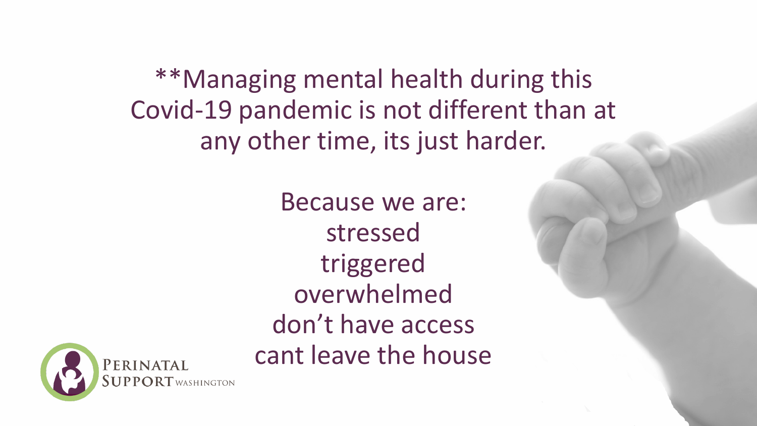**Managing mental health during this Covid-19 pandemic is not different than at any other time, its just harder.

Because we are:
stressed
triggered
overwhelmed
don't have access
cant leave the house

Perinatal Support Washington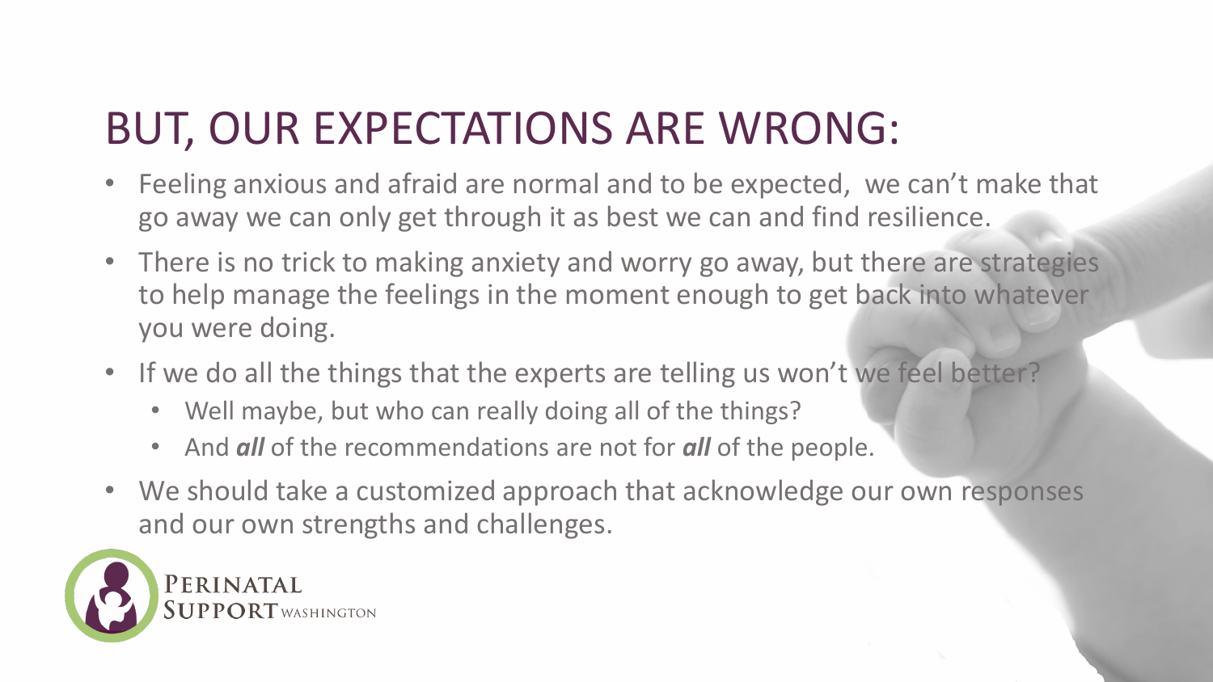# BUT, OUR EXPECTATIONS ARE WRONG:

- Feeling anxious and afraid are normal and to be expected,  we can't make that go away we can only get through it as best we can and find resilience.
- There is no trick to making anxiety and worry go away, but there are strategies to help manage the feelings in the moment enough to get back into whatever you were doing.
- If we do all the things that the experts are telling us won't we feel better?
  - Well maybe, but who can really doing all of the things?
  - And ***all*** of the recommendations are not for ***all*** of the people.
- We should take a customized approach that acknowledge our own responses and our own strengths and challenges.

PERINATAL SUPPORT WASHINGTON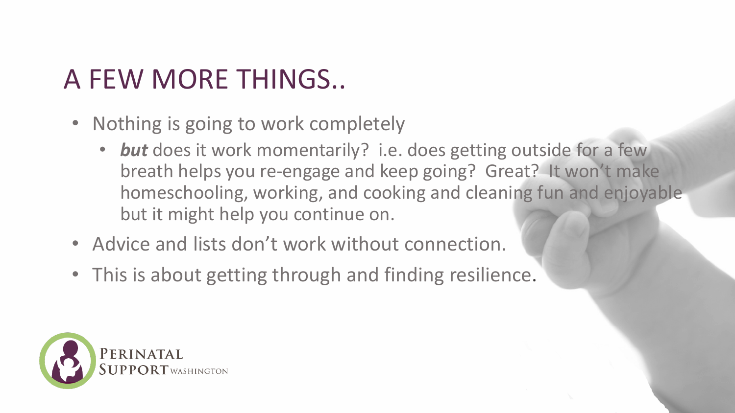# A FEW MORE THINGS..

- Nothing is going to work completely
  - ***but*** does it work momentarily? i.e. does getting outside for a few breath helps you re-engage and keep going? Great? It won't make homeschooling, working, and cooking and cleaning fun and enjoyable but it might help you continue on.
- Advice and lists don't work without connection.
- This is about getting through and finding resilience.

PERINATAL SUPPORT WASHINGTON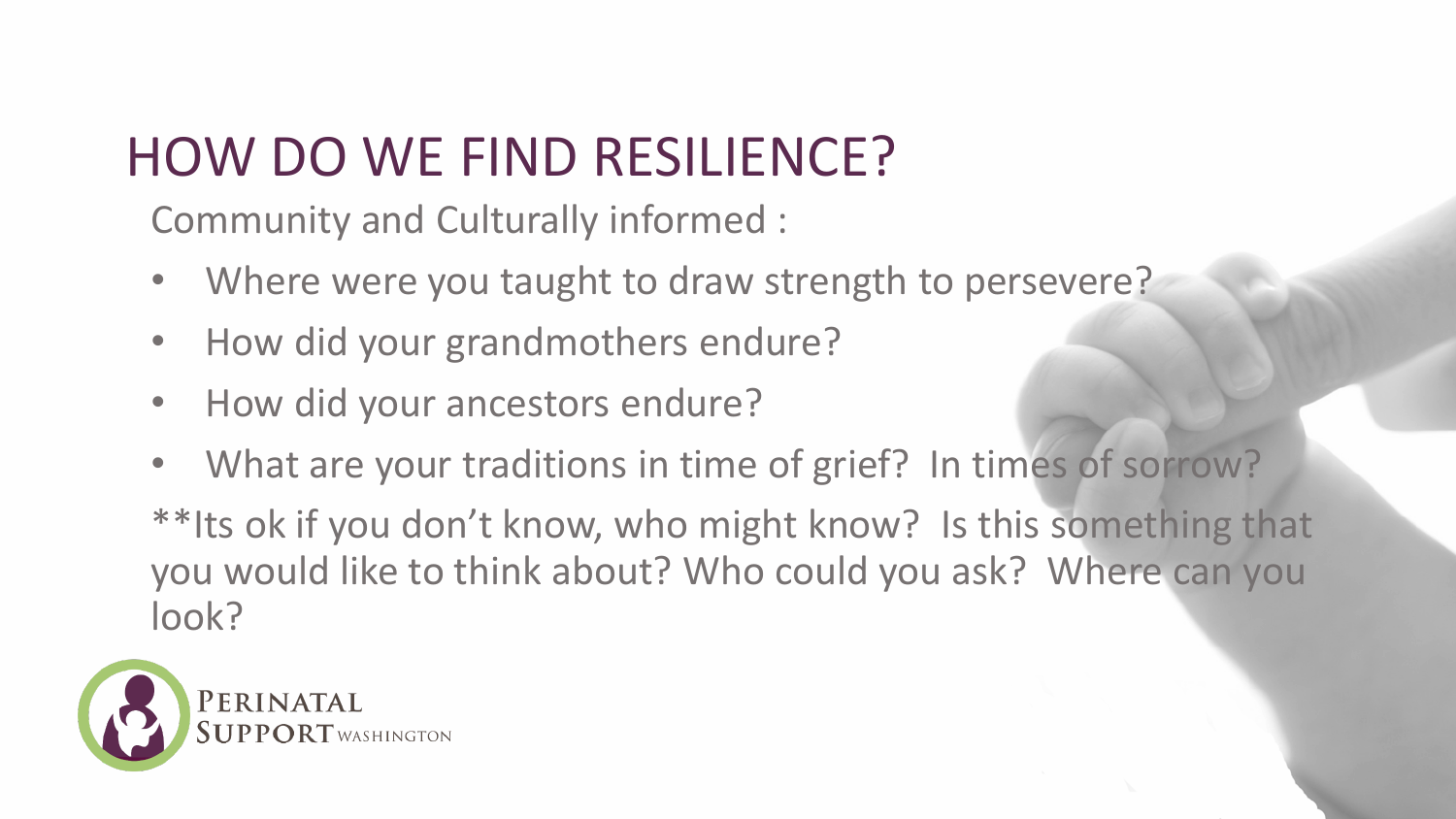# HOW DO WE FIND RESILIENCE?

Community and Culturally informed :

- Where were you taught to draw strength to persevere?
- How did your grandmothers endure?
- How did your ancestors endure?
- What are your traditions in time of grief? In times of sorrow?

**Its ok if you don't know, who might know? Is this something that you would like to think about? Who could you ask? Where can you look?

PERINATAL SUPPORT WASHINGTON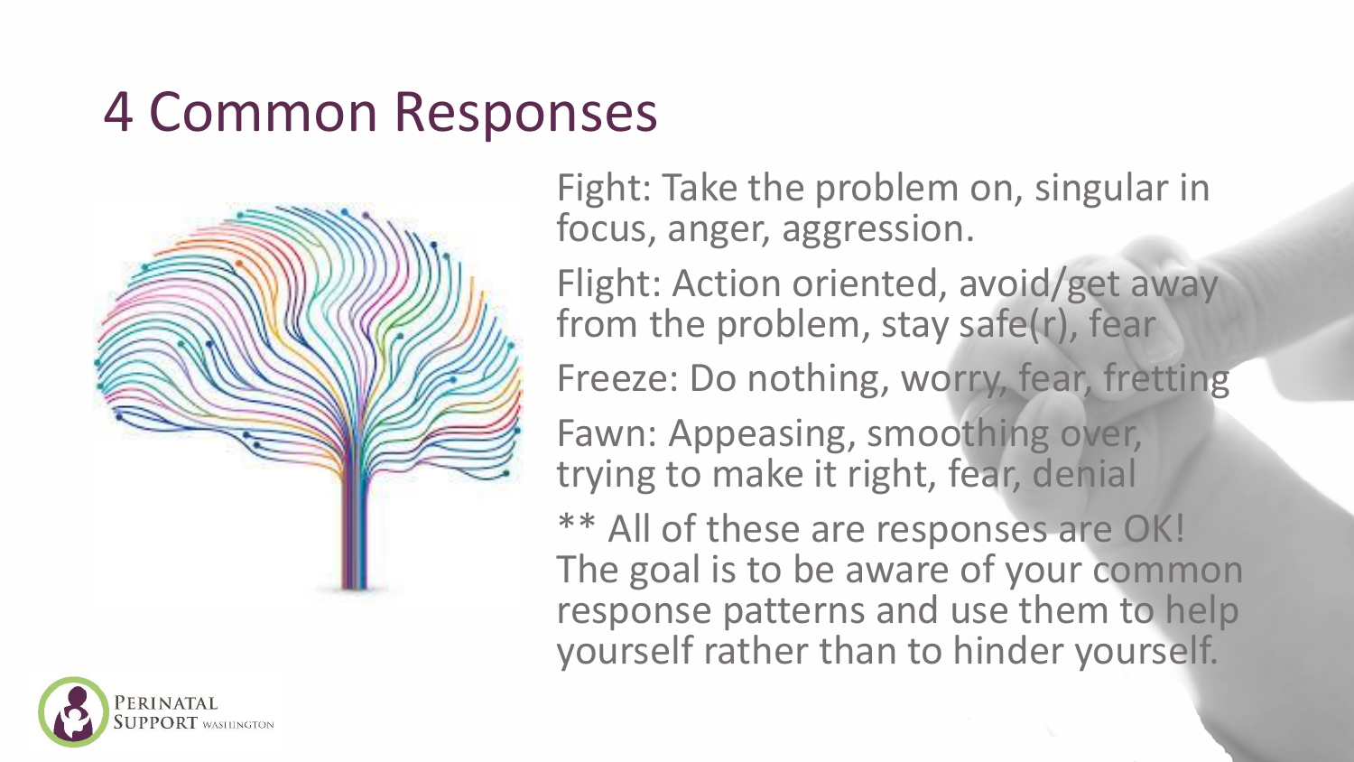# 4 Common Responses

Fight: Take the problem on, singular in focus, anger, aggression.

Flight: Action oriented, avoid/get away from the problem, stay safe(r), fear

Freeze: Do nothing, worry, fear, fretting

Fawn: Appeasing, smoothing over, trying to make it right, fear, denial

** All of these are responses are OK! The goal is to be aware of your common response patterns and use them to help yourself rather than to hinder yourself.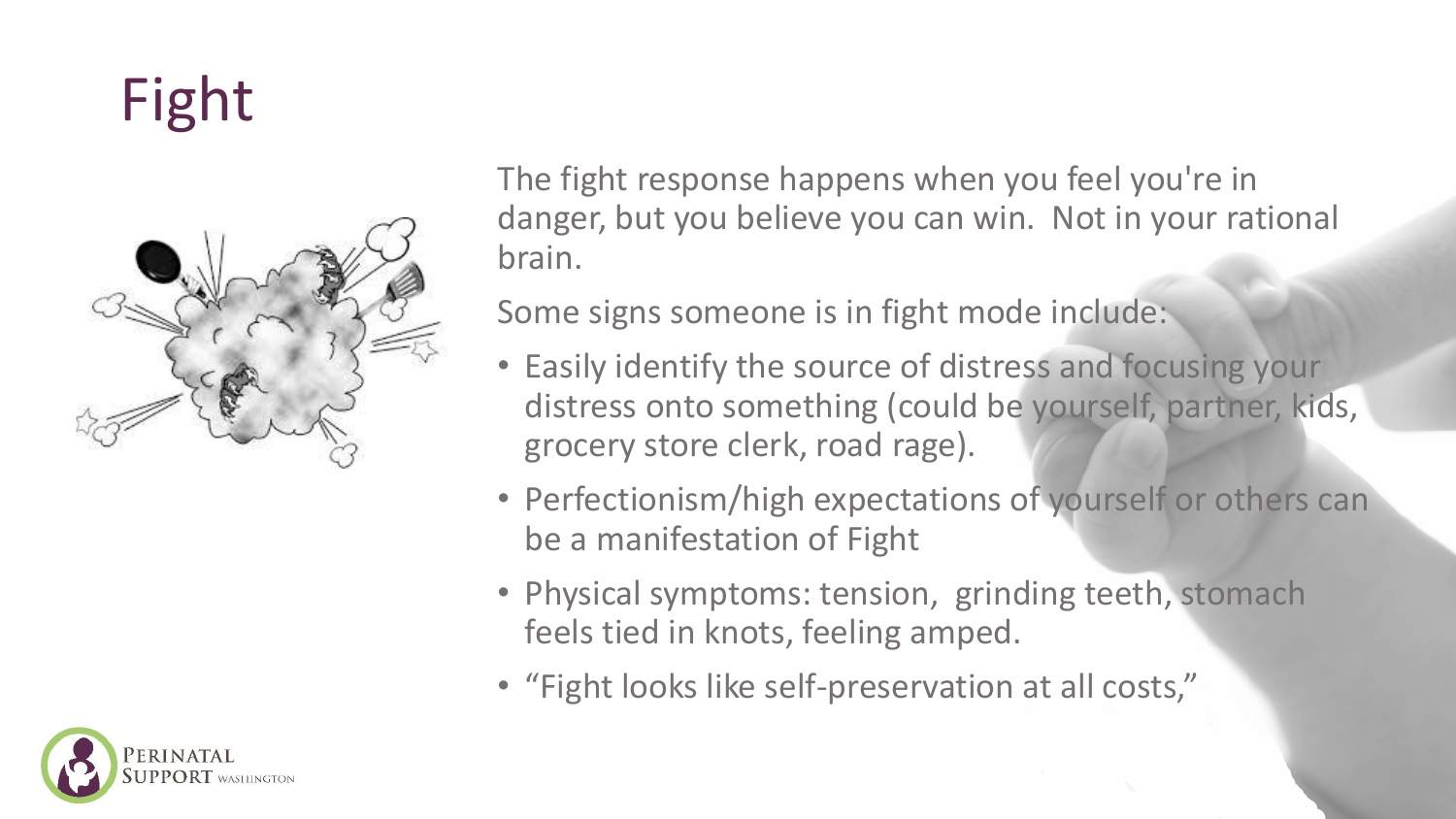# Fight

The fight response happens when you feel you're in danger, but you believe you can win. Not in your rational brain.

Some signs someone is in fight mode include:

- Easily identify the source of distress and focusing your distress onto something (could be yourself, partner, kids, grocery store clerk, road rage).
- Perfectionism/high expectations of yourself or others can be a manifestation of Fight
- Physical symptoms: tension, grinding teeth, stomach feels tied in knots, feeling amped.
- "Fight looks like self-preservation at all costs,"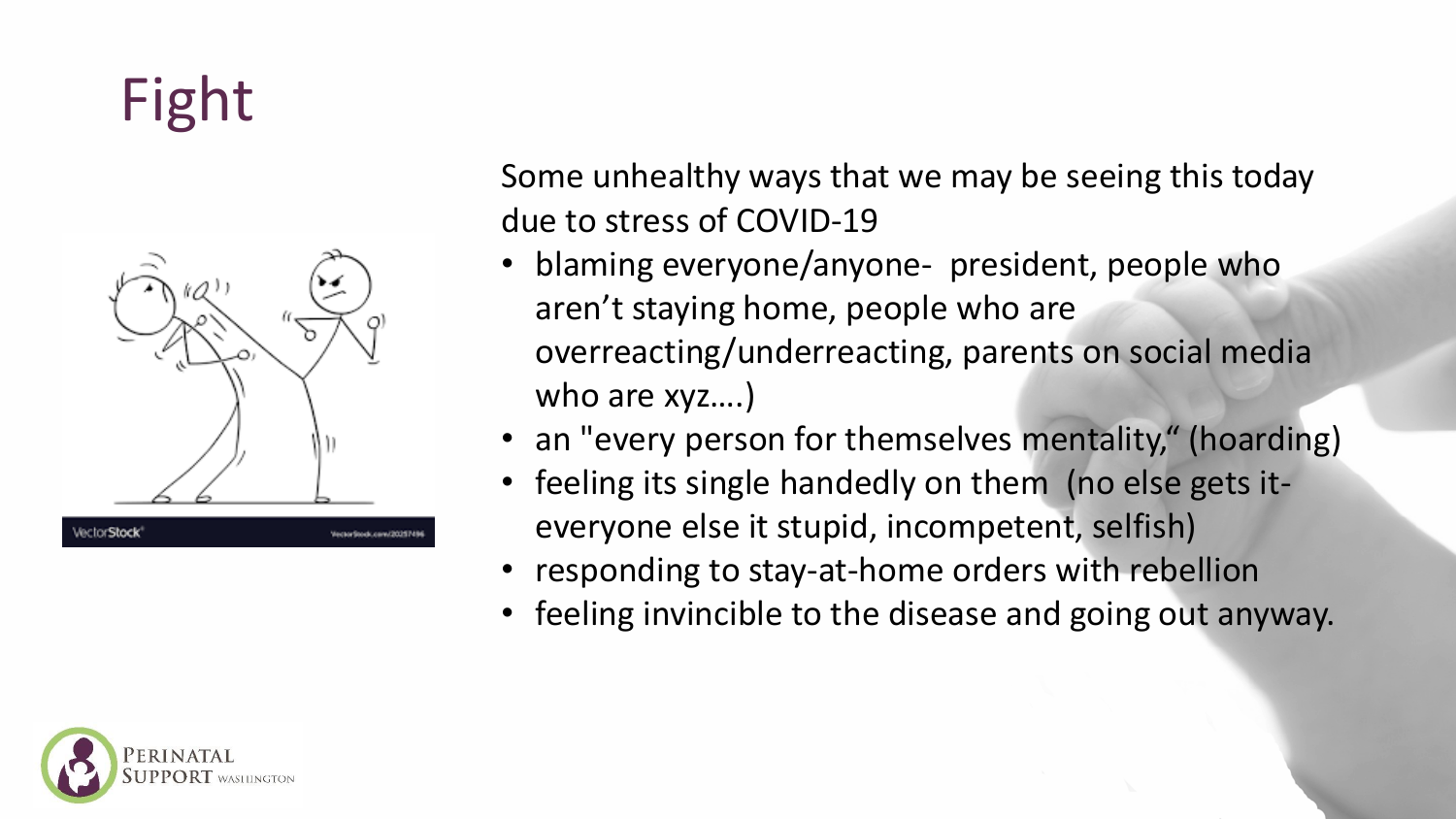# Fight

Some unhealthy ways that we may be seeing this today due to stress of COVID-19

- blaming everyone/anyone- president, people who aren't staying home, people who are overreacting/underreacting, parents on social media who are xyz….)
- an "every person for themselves mentality," (hoarding)
- feeling its single handedly on them (no else gets it- everyone else it stupid, incompetent, selfish)
- responding to stay-at-home orders with rebellion
- feeling invincible to the disease and going out anyway.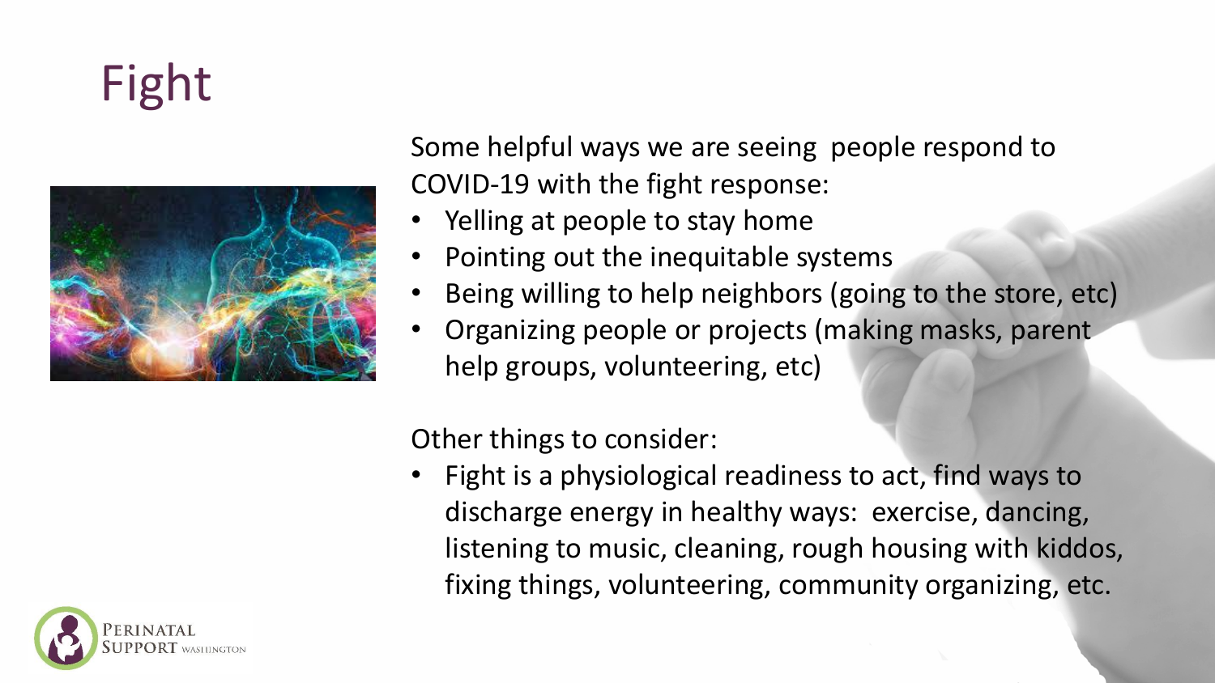# Fight

Some helpful ways we are seeing people respond to COVID-19 with the fight response:

- Yelling at people to stay home
- Pointing out the inequitable systems
- Being willing to help neighbors (going to the store, etc)
- Organizing people or projects (making masks, parent help groups, volunteering, etc)

Other things to consider:

- Fight is a physiological readiness to act, find ways to discharge energy in healthy ways: exercise, dancing, listening to music, cleaning, rough housing with kiddos, fixing things, volunteering, community organizing, etc.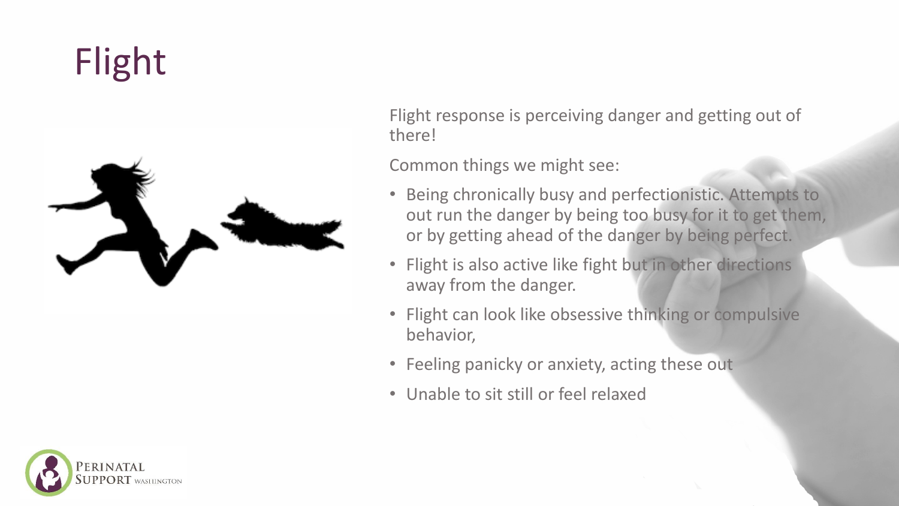# Flight

Flight response is perceiving danger and getting out of there!

Common things we might see:

- Being chronically busy and perfectionistic. Attempts to out run the danger by being too busy for it to get them, or by getting ahead of the danger by being perfect.
- Flight is also active like fight but in other directions away from the danger.
- Flight can look like obsessive thinking or compulsive behavior,
- Feeling panicky or anxiety, acting these out
- Unable to sit still or feel relaxed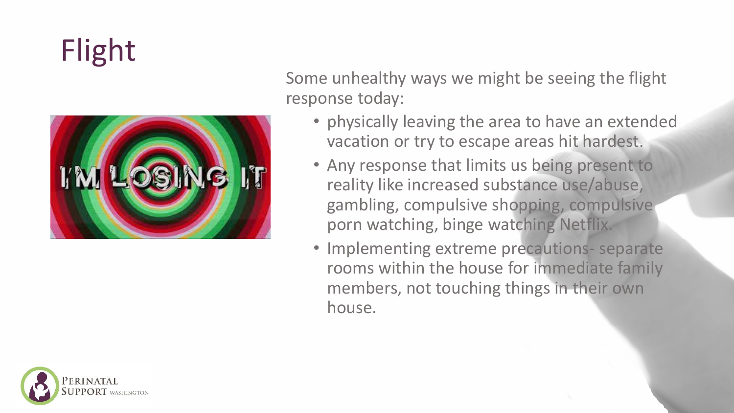# Flight

Some unhealthy ways we might be seeing the flight response today:

- physically leaving the area to have an extended vacation or try to escape areas hit hardest.
- Any response that limits us being present to reality like increased substance use/abuse, gambling, compulsive shopping, compulsive porn watching, binge watching Netflix.
- Implementing extreme precautions- separate rooms within the house for immediate family members, not touching things in their own house.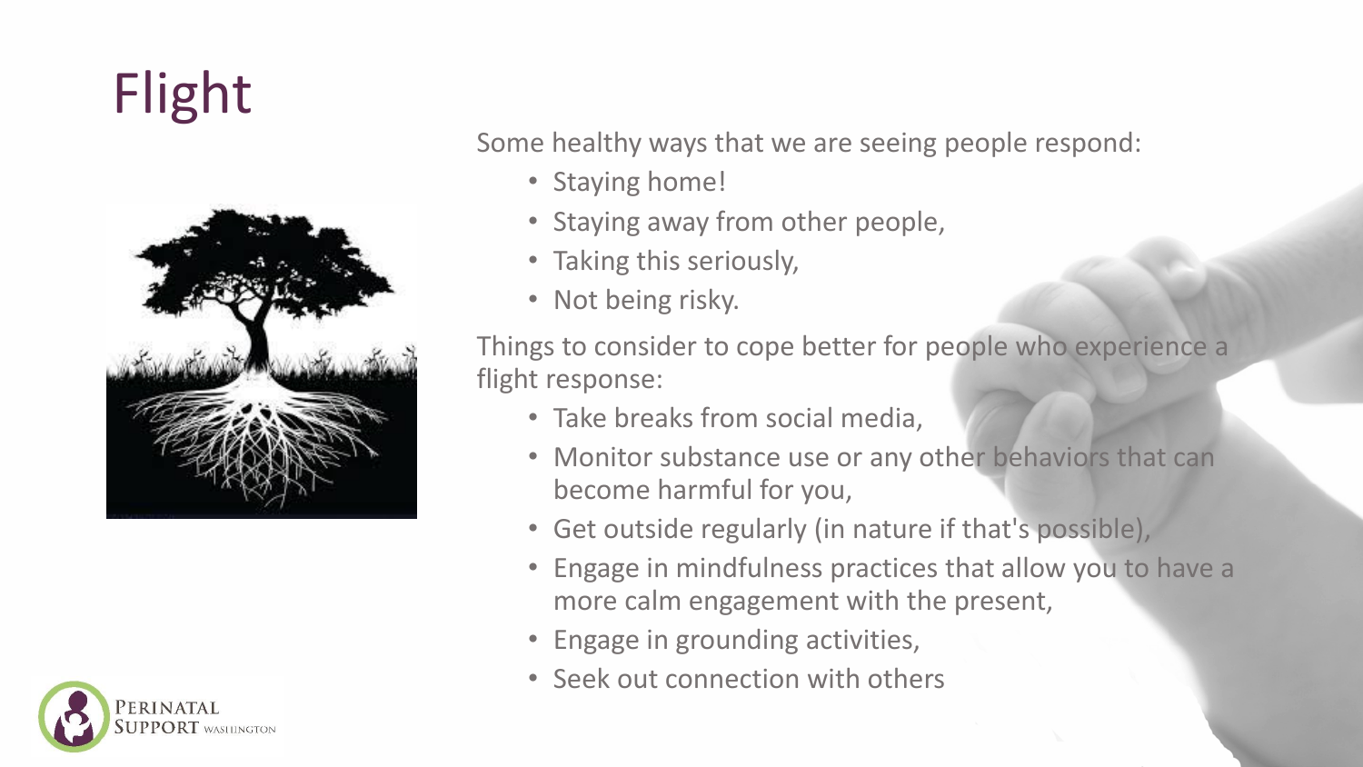# Flight

Some healthy ways that we are seeing people respond:

- Staying home!
- Staying away from other people,
- Taking this seriously,
- Not being risky.

Things to consider to cope better for people who experience a flight response:

- Take breaks from social media,
- Monitor substance use or any other behaviors that can become harmful for you,
- Get outside regularly (in nature if that's possible),
- Engage in mindfulness practices that allow you to have a more calm engagement with the present,
- Engage in grounding activities,
- Seek out connection with others

Perinatal Support Washington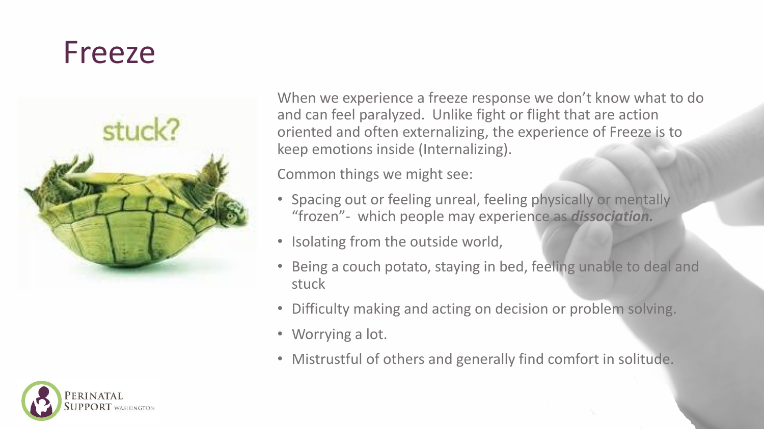# Freeze

When we experience a freeze response we don't know what to do and can feel paralyzed. Unlike fight or flight that are action oriented and often externalizing, the experience of Freeze is to keep emotions inside (Internalizing).

Common things we might see:

- Spacing out or feeling unreal, feeling physically or mentally "frozen"- which people may experience as ***dissociation.***
- Isolating from the outside world,
- Being a couch potato, staying in bed, feeling unable to deal and stuck
- Difficulty making and acting on decision or problem solving.
- Worrying a lot.
- Mistrustful of others and generally find comfort in solitude.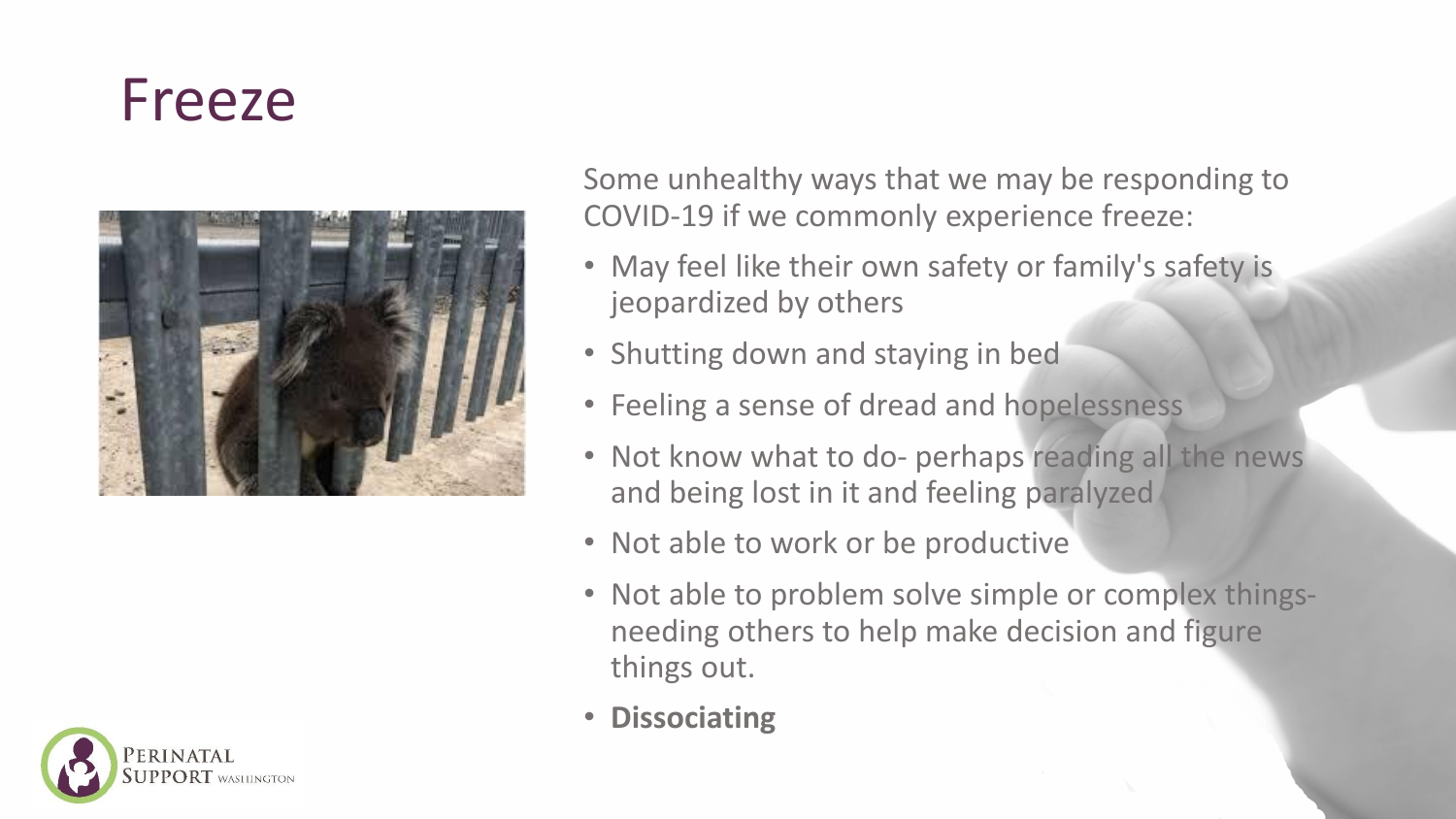# Freeze

Some unhealthy ways that we may be responding to COVID-19 if we commonly experience freeze:

- May feel like their own safety or family's safety is jeopardized by others
- Shutting down and staying in bed
- Feeling a sense of dread and hopelessness
- Not know what to do- perhaps reading all the news and being lost in it and feeling paralyzed
- Not able to work or be productive
- Not able to problem solve simple or complex things- needing others to help make decision and figure things out.
- **Dissociating**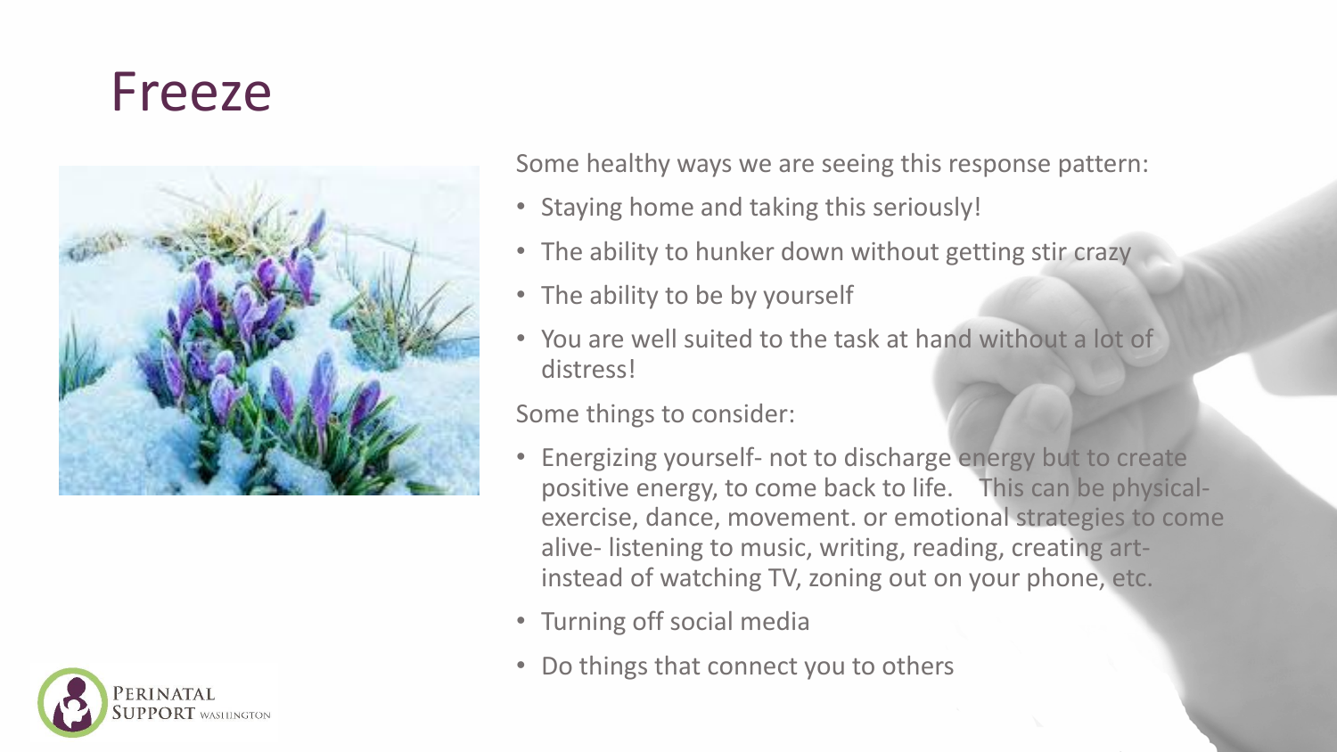# Freeze

Some healthy ways we are seeing this response pattern:

- Staying home and taking this seriously!
- The ability to hunker down without getting stir crazy
- The ability to be by yourself
- You are well suited to the task at hand without a lot of distress!

Some things to consider:

- Energizing yourself- not to discharge energy but to create positive energy, to come back to life. This can be physical- exercise, dance, movement. or emotional strategies to come alive- listening to music, writing, reading, creating art- instead of watching TV, zoning out on your phone, etc.
- Turning off social media
- Do things that connect you to others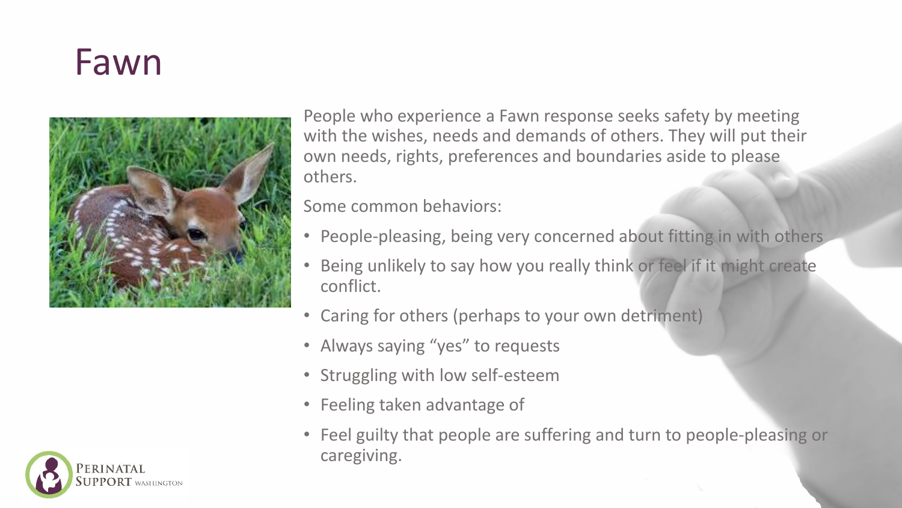# Fawn

People who experience a Fawn response seeks safety by meeting with the wishes, needs and demands of others. They will put their own needs, rights, preferences and boundaries aside to please others.

Some common behaviors:

- People-pleasing, being very concerned about fitting in with others
- Being unlikely to say how you really think or feel if it might create conflict.
- Caring for others (perhaps to your own detriment)
- Always saying "yes" to requests
- Struggling with low self-esteem
- Feeling taken advantage of
- Feel guilty that people are suffering and turn to people-pleasing or caregiving.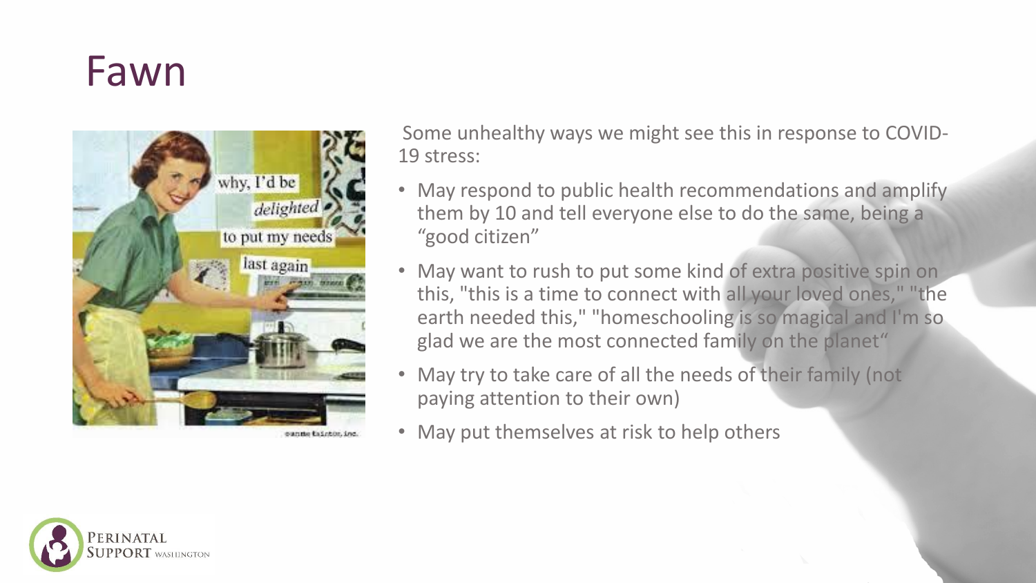# Fawn

Some unhealthy ways we might see this in response to COVID-19 stress:

- May respond to public health recommendations and amplify them by 10 and tell everyone else to do the same, being a "good citizen"
- May want to rush to put some kind of extra positive spin on this, "this is a time to connect with all your loved ones," "the earth needed this," "homeschooling is so magical and I'm so glad we are the most connected family on the planet"
- May try to take care of all the needs of their family (not paying attention to their own)
- May put themselves at risk to help others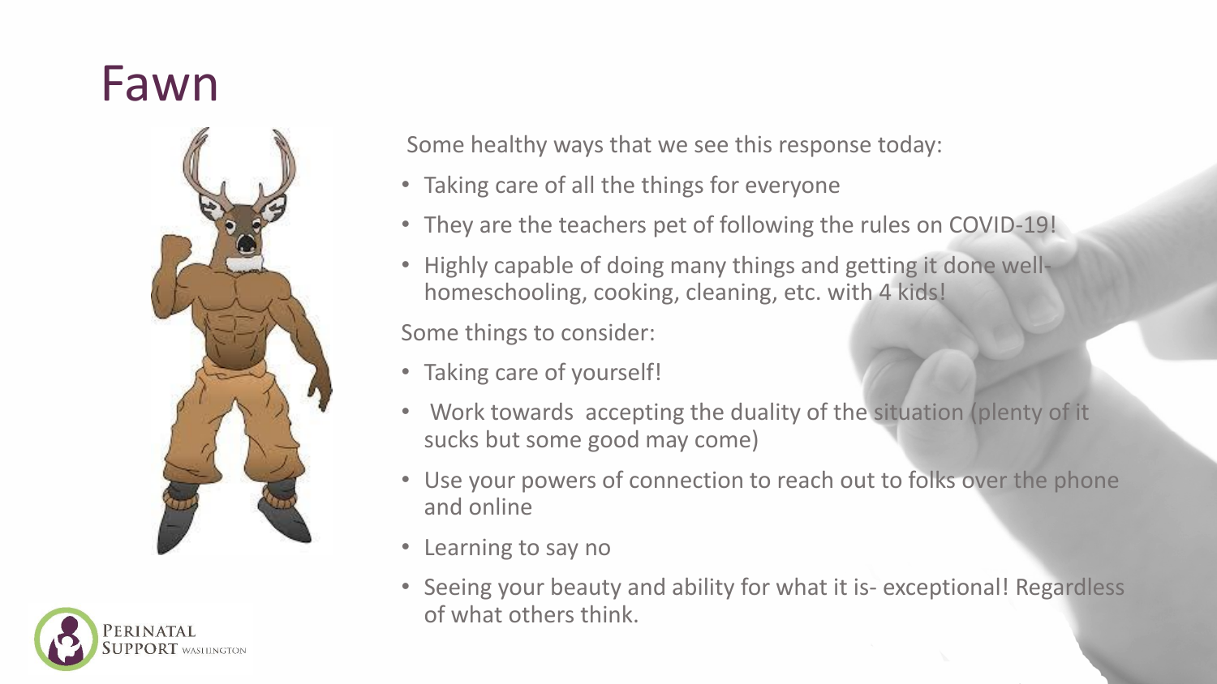# Fawn

Some healthy ways that we see this response today:

- Taking care of all the things for everyone
- They are the teachers pet of following the rules on COVID-19!
- Highly capable of doing many things and getting it done well- homeschooling, cooking, cleaning, etc. with 4 kids!

Some things to consider:

- Taking care of yourself!
- Work towards accepting the duality of the situation (plenty of it sucks but some good may come)
- Use your powers of connection to reach out to folks over the phone and online
- Learning to say no
- Seeing your beauty and ability for what it is- exceptional! Regardless of what others think.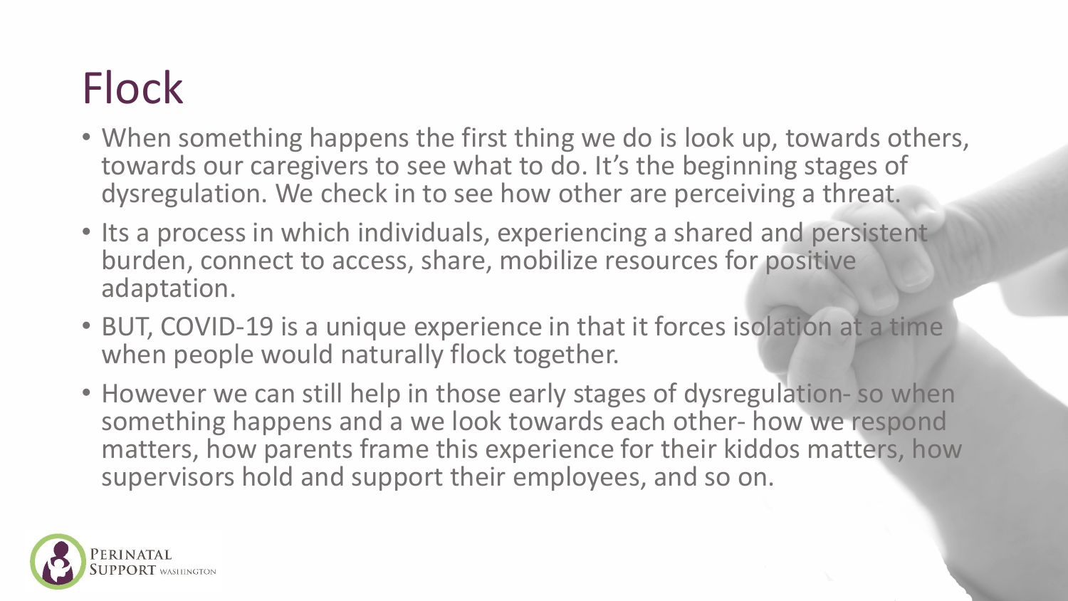# Flock

- When something happens the first thing we do is look up, towards others, towards our caregivers to see what to do. It's the beginning stages of dysregulation. We check in to see how other are perceiving a threat.
- Its a process in which individuals, experiencing a shared and persistent burden, connect to access, share, mobilize resources for positive adaptation.
- BUT, COVID-19 is a unique experience in that it forces isolation at a time when people would naturally flock together.
- However we can still help in those early stages of dysregulation- so when something happens and a we look towards each other- how we respond matters, how parents frame this experience for their kiddos matters, how supervisors hold and support their employees, and so on.

Perinatal Support Washington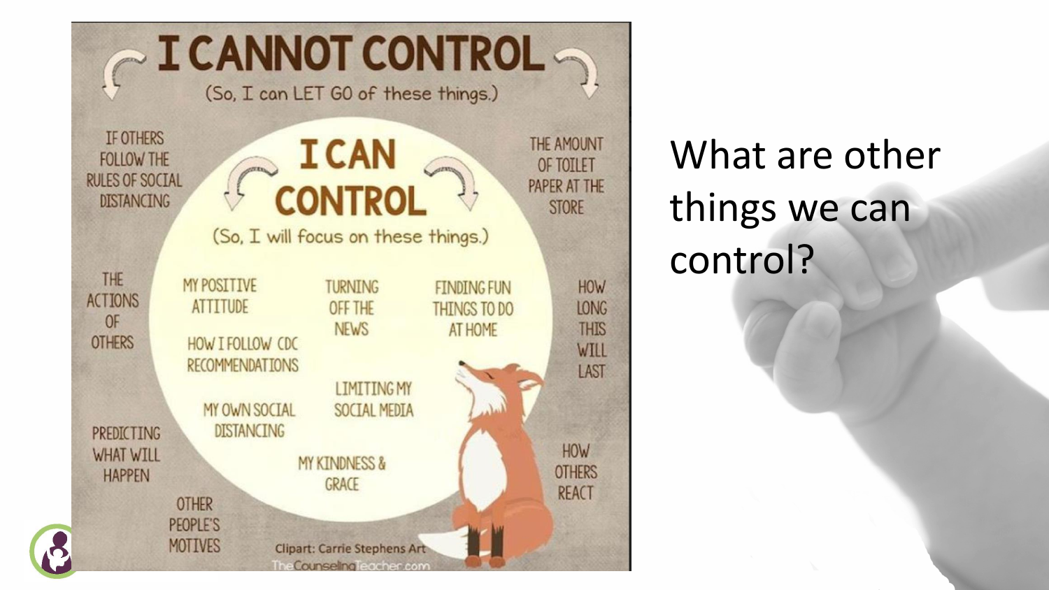# I CANNOT CONTROL

(So, I can LET GO of these things.)

- IF OTHERS FOLLOW THE RULES OF SOCIAL DISTANCING
- THE AMOUNT OF TOILET PAPER AT THE STORE
- THE ACTIONS OF OTHERS
- HOW LONG THIS WILL LAST
- PREDICTING WHAT WILL HAPPEN
- HOW OTHERS REACT
- OTHER PEOPLE'S MOTIVES

## I CAN CONTROL

(So, I will focus on these things.)

- MY POSITIVE ATTITUDE
- TURNING OFF THE NEWS
- FINDING FUN THINGS TO DO AT HOME
- HOW I FOLLOW CDC RECOMMENDATIONS
- LIMITING MY SOCIAL MEDIA
- MY OWN SOCIAL DISTANCING
- MY KINDNESS & GRACE

Clipart: Carrie Stephens Art
TheCounselingTeacher.com

What are other things we can control?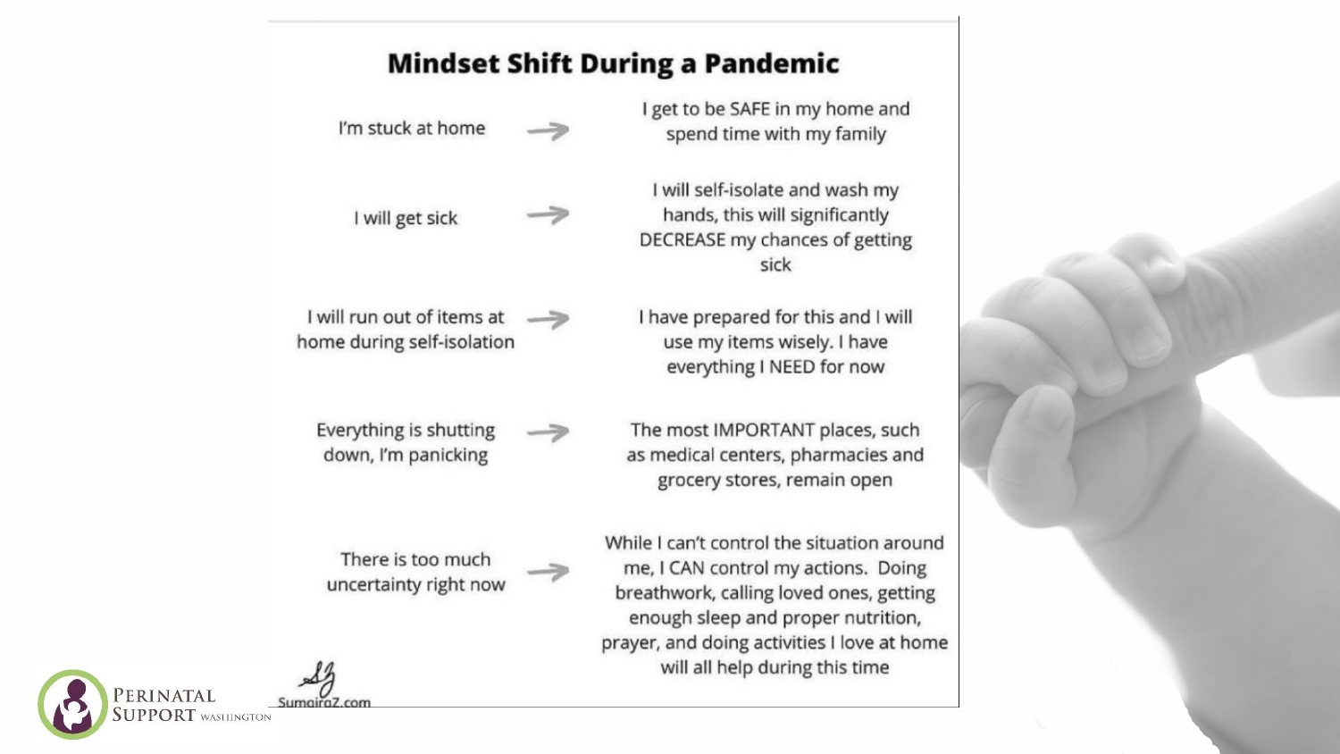# Mindset Shift During a Pandemic

| | |
|---|---|
| I'm stuck at home → | I get to be SAFE in my home and spend time with my family |
| I will get sick → | I will self-isolate and wash my hands, this will significantly DECREASE my chances of getting sick |
| I will run out of items at home during self-isolation → | I have prepared for this and I will use my items wisely. I have everything I NEED for now |
| Everything is shutting down, I'm panicking → | The most IMPORTANT places, such as medical centers, pharmacies and grocery stores, remain open |
| There is too much uncertainty right now → | While I can't control the situation around me, I CAN control my actions. Doing breathwork, calling loved ones, getting enough sleep and proper nutrition, prayer, and doing activities I love at home will all help during this time |

SumairaZ.com

Perinatal Support Washington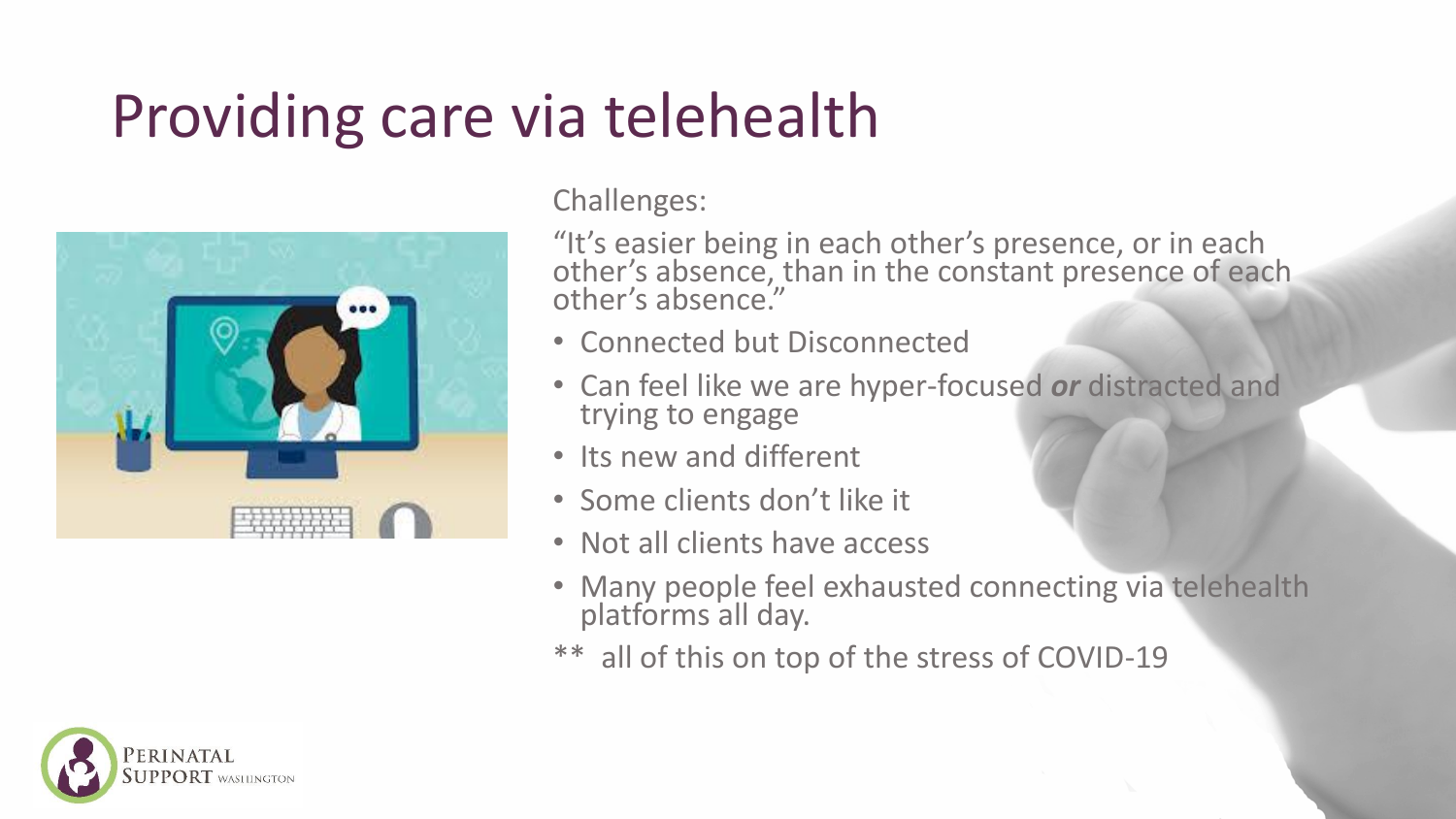# Providing care via telehealth

Challenges:

"It's easier being in each other's presence, or in each other's absence, than in the constant presence of each other's absence."

- Connected but Disconnected
- Can feel like we are hyper-focused ***or*** distracted and trying to engage
- Its new and different
- Some clients don't like it
- Not all clients have access
- Many people feel exhausted connecting via telehealth platforms all day.

** all of this on top of the stress of COVID-19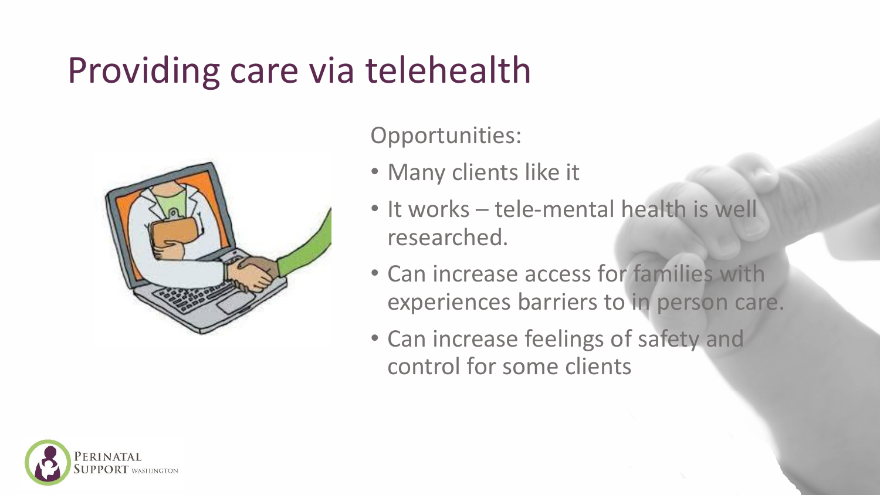# Providing care via telehealth

Opportunities:

- Many clients like it
- It works – tele-mental health is well researched.
- Can increase access for families with experiences barriers to in person care.
- Can increase feelings of safety and control for some clients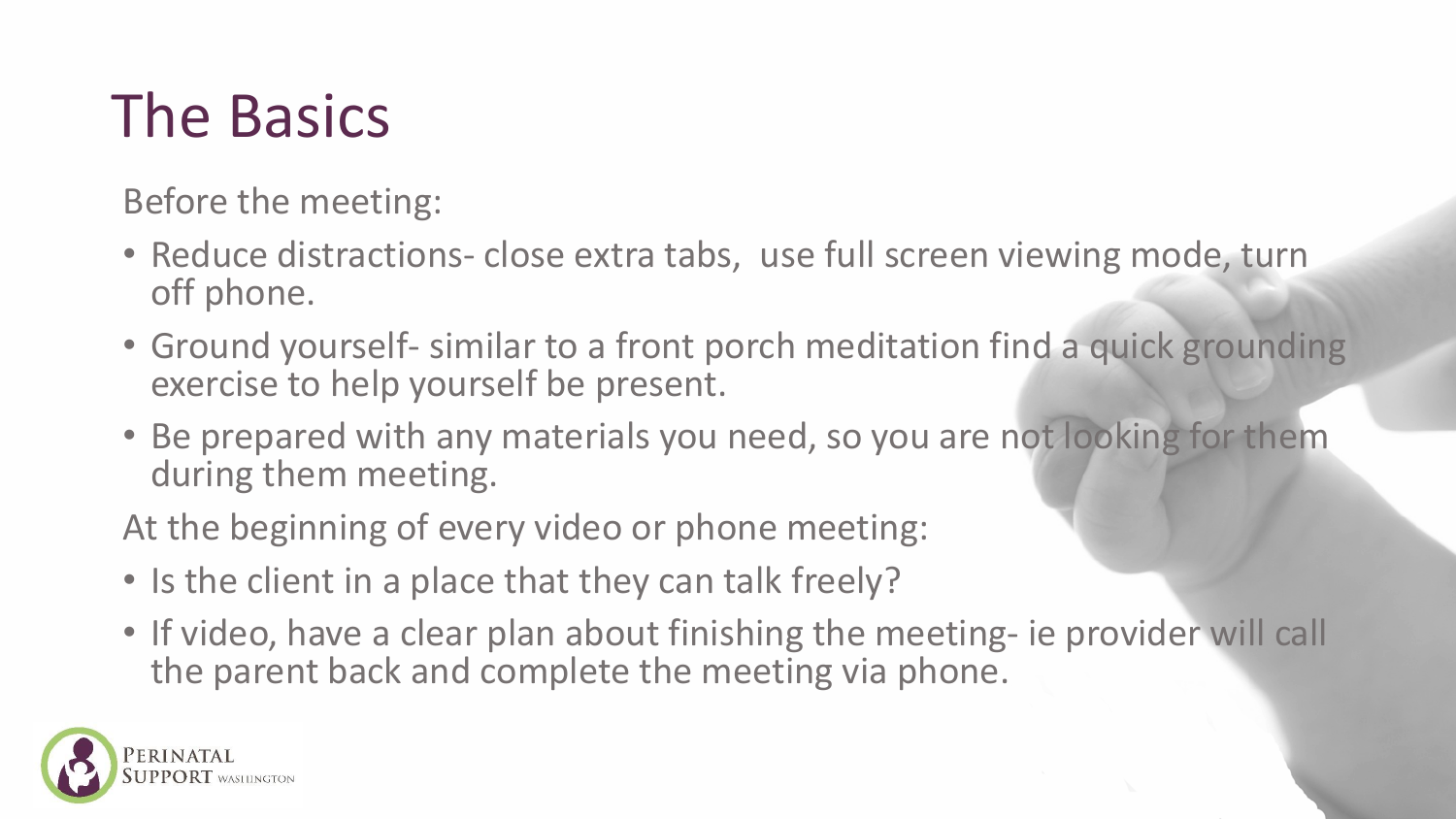# The Basics

Before the meeting:

- Reduce distractions- close extra tabs,  use full screen viewing mode, turn off phone.
- Ground yourself- similar to a front porch meditation find a quick grounding exercise to help yourself be present.
- Be prepared with any materials you need, so you are not looking for them during them meeting.

At the beginning of every video or phone meeting:

- Is the client in a place that they can talk freely?
- If video, have a clear plan about finishing the meeting- ie provider will call the parent back and complete the meeting via phone.

PERINATAL SUPPORT WASHINGTON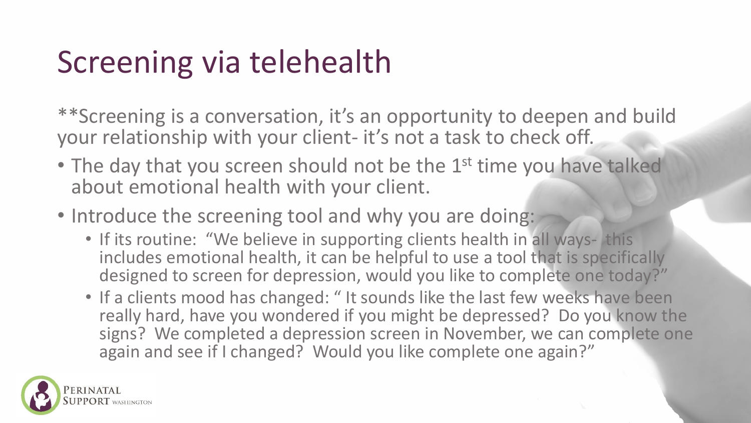# Screening via telehealth

**Screening is a conversation, it's an opportunity to deepen and build your relationship with your client- it's not a task to check off.

- The day that you screen should not be the 1st time you have talked about emotional health with your client.
- Introduce the screening tool and why you are doing:
  - If its routine: "We believe in supporting clients health in all ways- this includes emotional health, it can be helpful to use a tool that is specifically designed to screen for depression, would you like to complete one today?"
  - If a clients mood has changed: " It sounds like the last few weeks have been really hard, have you wondered if you might be depressed? Do you know the signs? We completed a depression screen in November, we can complete one again and see if I changed? Would you like complete one again?"

PERINATAL SUPPORT WASHINGTON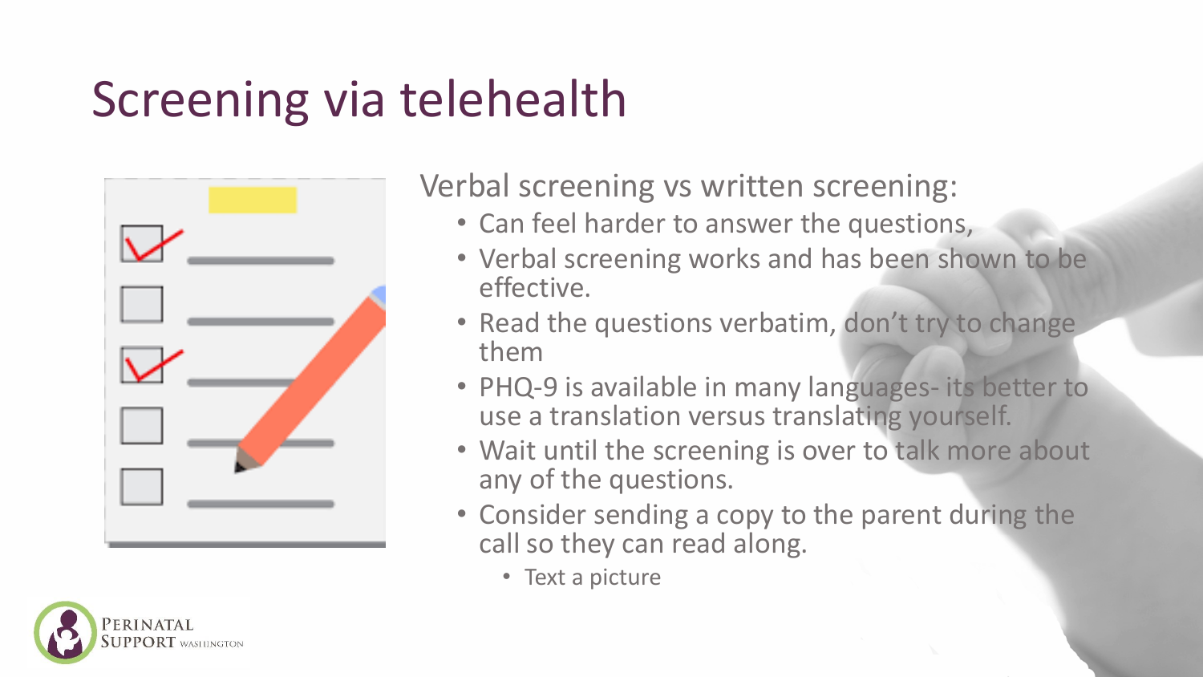# Screening via telehealth

Verbal screening vs written screening:

- Can feel harder to answer the questions,
- Verbal screening works and has been shown to be effective.
- Read the questions verbatim, don't try to change them
- PHQ-9 is available in many languages- its better to use a translation versus translating yourself.
- Wait until the screening is over to talk more about any of the questions.
- Consider sending a copy to the parent during the call so they can read along.
  - Text a picture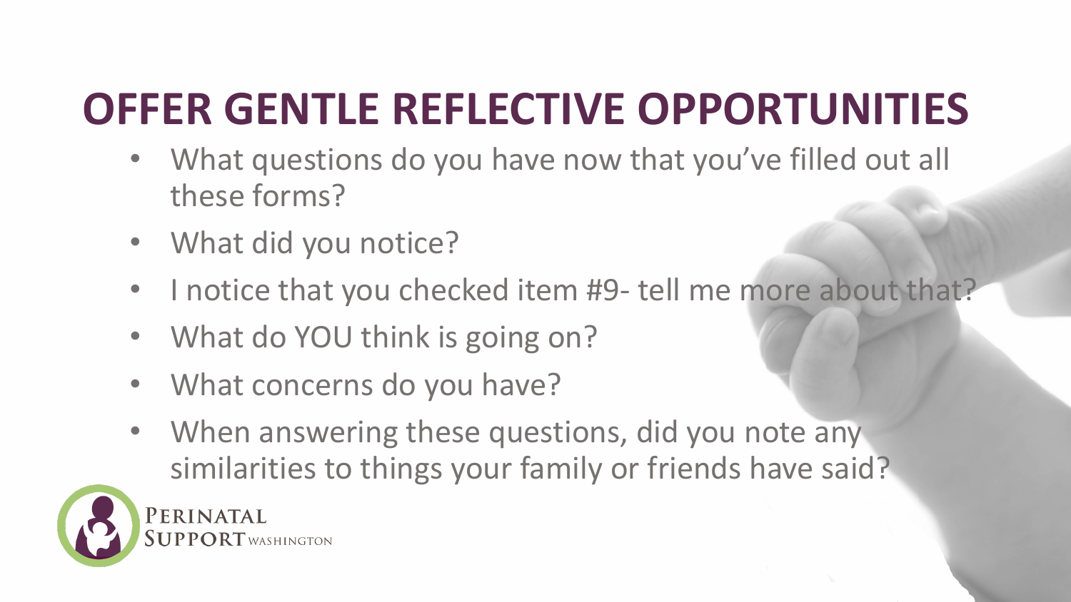# OFFER GENTLE REFLECTIVE OPPORTUNITIES

- What questions do you have now that you've filled out all these forms?
- What did you notice?
- I notice that you checked item #9- tell me more about that?
- What do YOU think is going on?
- What concerns do you have?
- When answering these questions, did you note any similarities to things your family or friends have said?

Perinatal Support Washington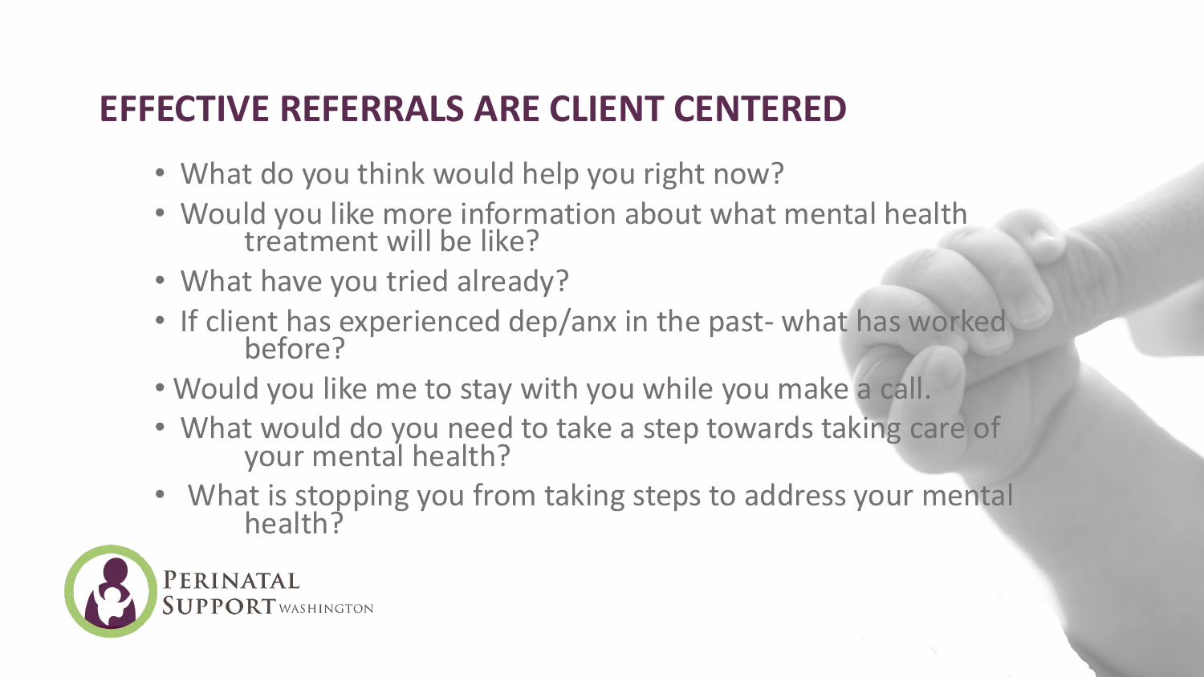# EFFECTIVE REFERRALS ARE CLIENT CENTERED

- What do you think would help you right now?
- Would you like more information about what mental health treatment will be like?
- What have you tried already?
- If client has experienced dep/anx in the past- what has worked before?
- Would you like me to stay with you while you make a call.
- What would do you need to take a step towards taking care of your mental health?
- What is stopping you from taking steps to address your mental health?

PERINATAL SUPPORT WASHINGTON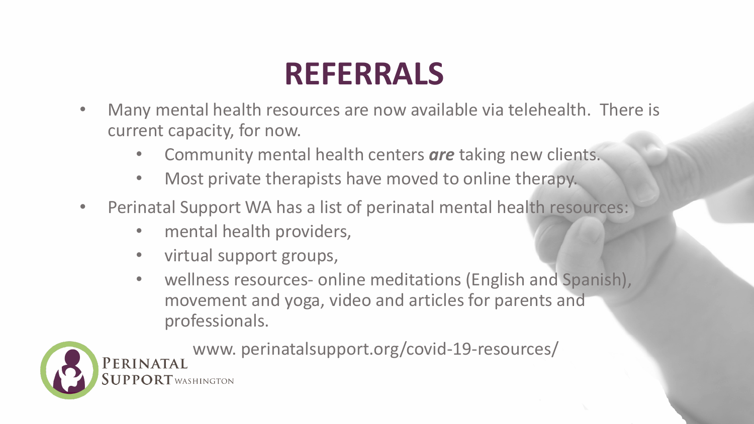# REFERRALS

- Many mental health resources are now available via telehealth.  There is current capacity, for now.
  - Community mental health centers ***are*** taking new clients.
  - Most private therapists have moved to online therapy.
- Perinatal Support WA has a list of perinatal mental health resources:
  - mental health providers,
  - virtual support groups,
  - wellness resources- online meditations (English and Spanish), movement and yoga, video and articles for parents and professionals.

www. perinatalsupport.org/covid-19-resources/

Perinatal Support Washington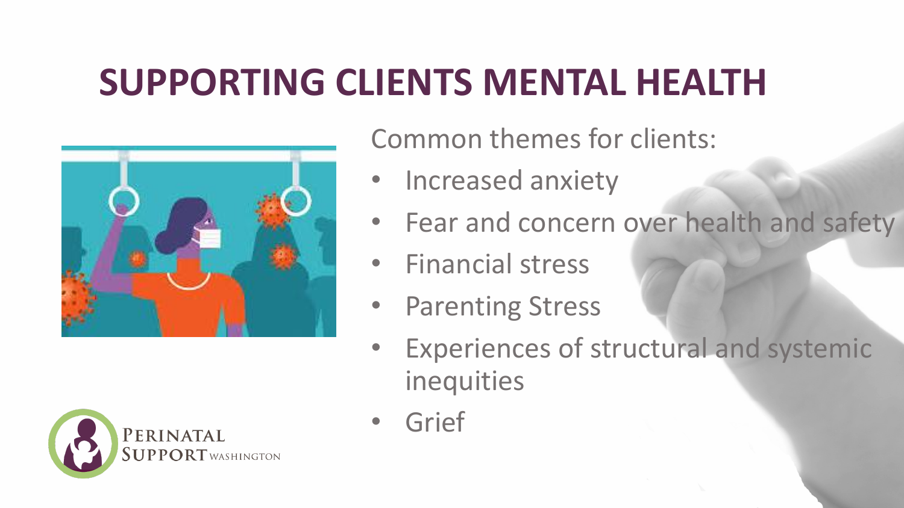# SUPPORTING CLIENTS MENTAL HEALTH

Common themes for clients:

- Increased anxiety
- Fear and concern over health and safety
- Financial stress
- Parenting Stress
- Experiences of structural and systemic inequities
- Grief

PERINATAL SUPPORT WASHINGTON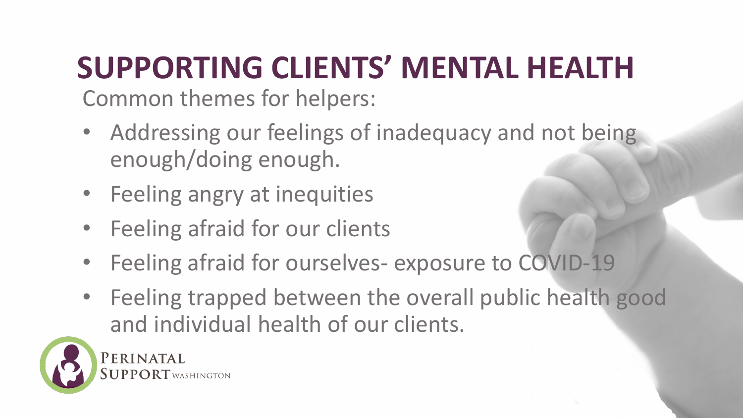# SUPPORTING CLIENTS' MENTAL HEALTH

Common themes for helpers:

- Addressing our feelings of inadequacy and not being enough/doing enough.
- Feeling angry at inequities
- Feeling afraid for our clients
- Feeling afraid for ourselves- exposure to COVID-19
- Feeling trapped between the overall public health good and individual health of our clients.

Perinatal Support Washington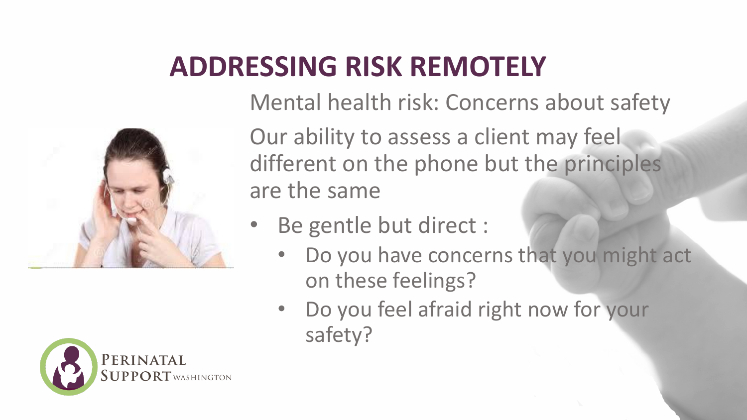# ADDRESSING RISK REMOTELY

Mental health risk: Concerns about safety

Our ability to assess a client may feel different on the phone but the principles are the same

- Be gentle but direct :
  - Do you have concerns that you might act on these feelings?
  - Do you feel afraid right now for your safety?

PERINATAL SUPPORT WASHINGTON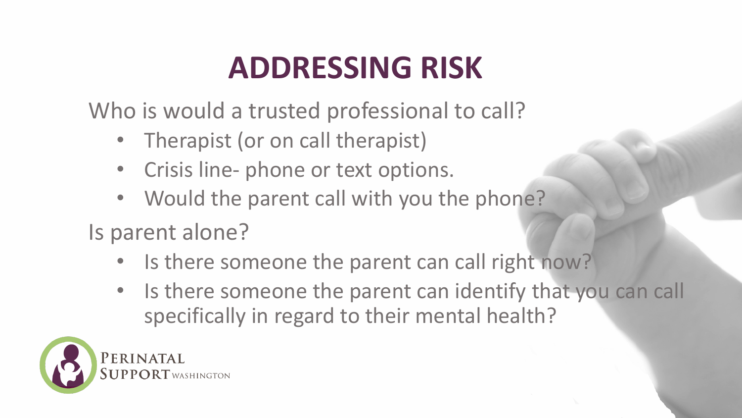# ADDRESSING RISK

Who is would a trusted professional to call?

- Therapist (or on call therapist)
- Crisis line- phone or text options.
- Would the parent call with you the phone?

Is parent alone?

- Is there someone the parent can call right now?
- Is there someone the parent can identify that you can call specifically in regard to their mental health?

PERINATAL SUPPORT WASHINGTON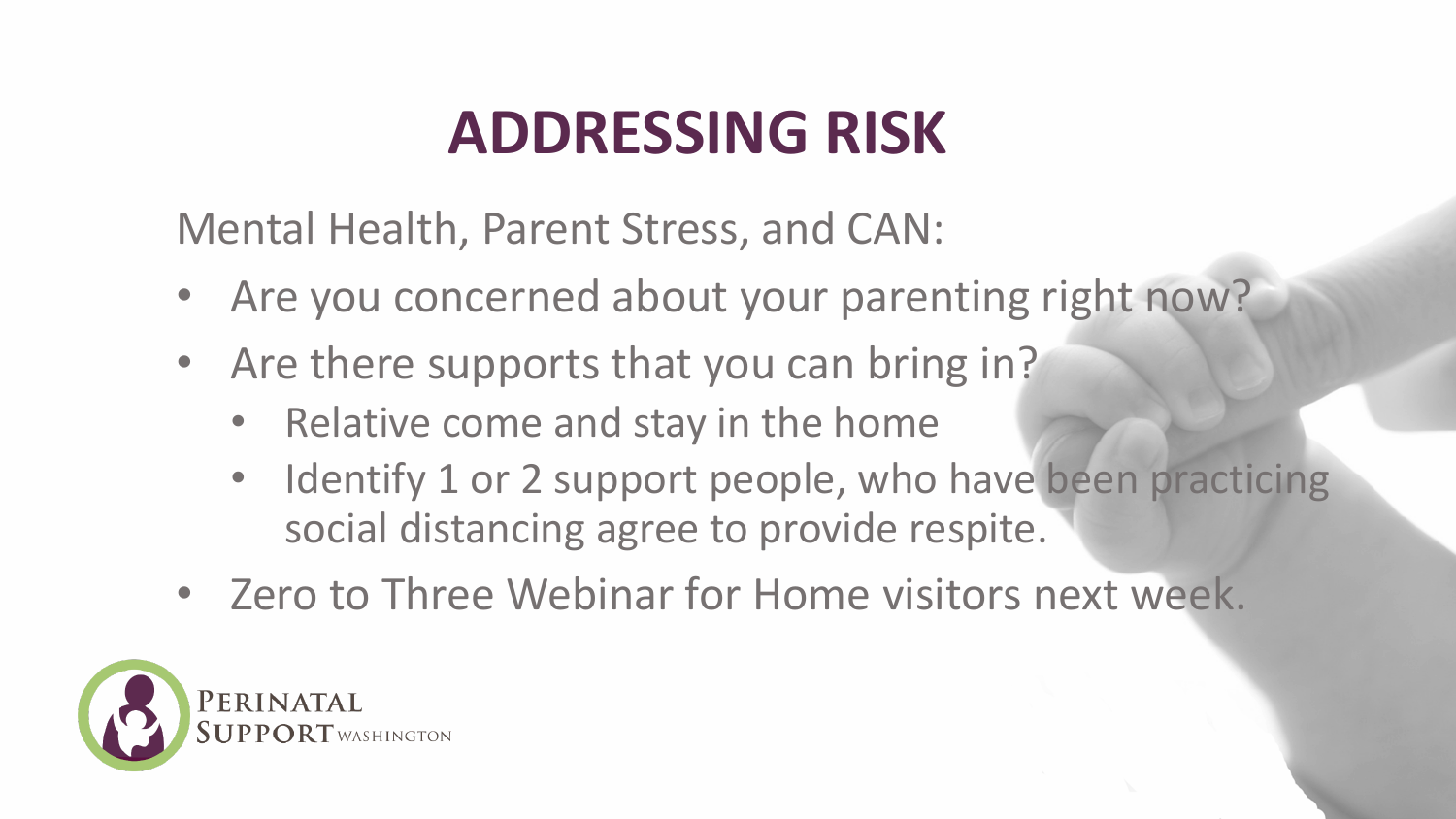# ADDRESSING RISK

Mental Health, Parent Stress, and CAN:

- Are you concerned about your parenting right now?
- Are there supports that you can bring in?
  - Relative come and stay in the home
  - Identify 1 or 2 support people, who have been practicing social distancing agree to provide respite.
- Zero to Three Webinar for Home visitors next week.

PERINATAL SUPPORT WASHINGTON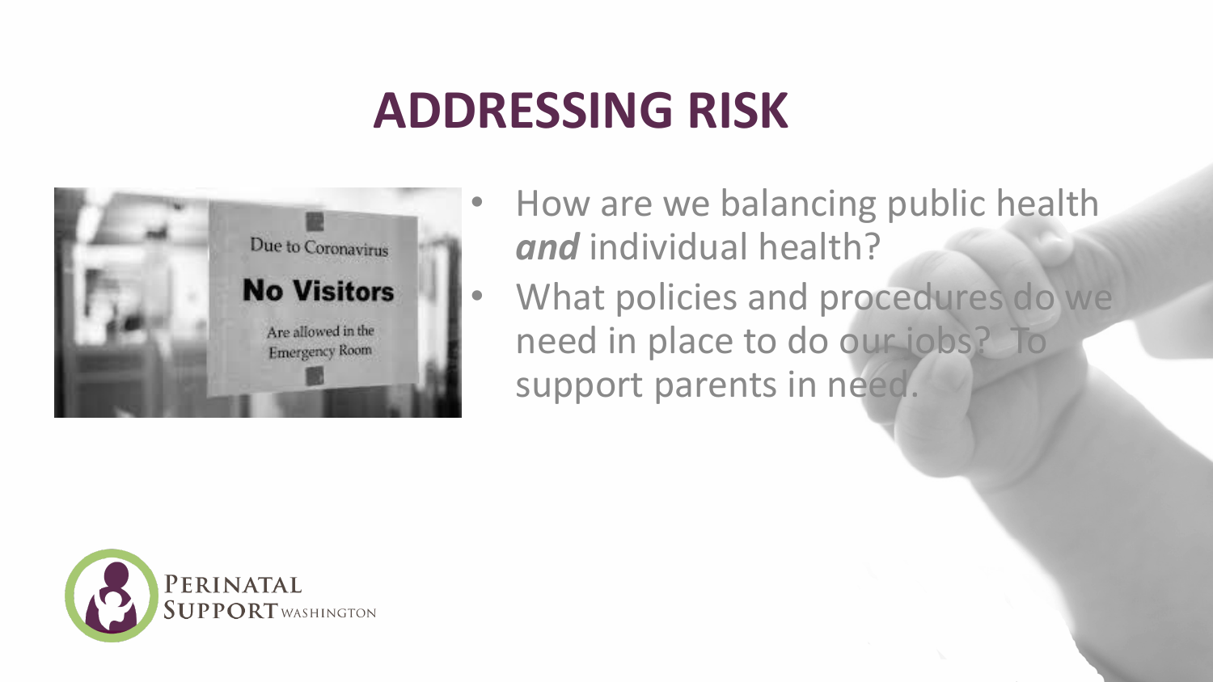# ADDRESSING RISK

- How are we balancing public health ***and*** individual health?
- What policies and procedures do we need in place to do our jobs? To support parents in need.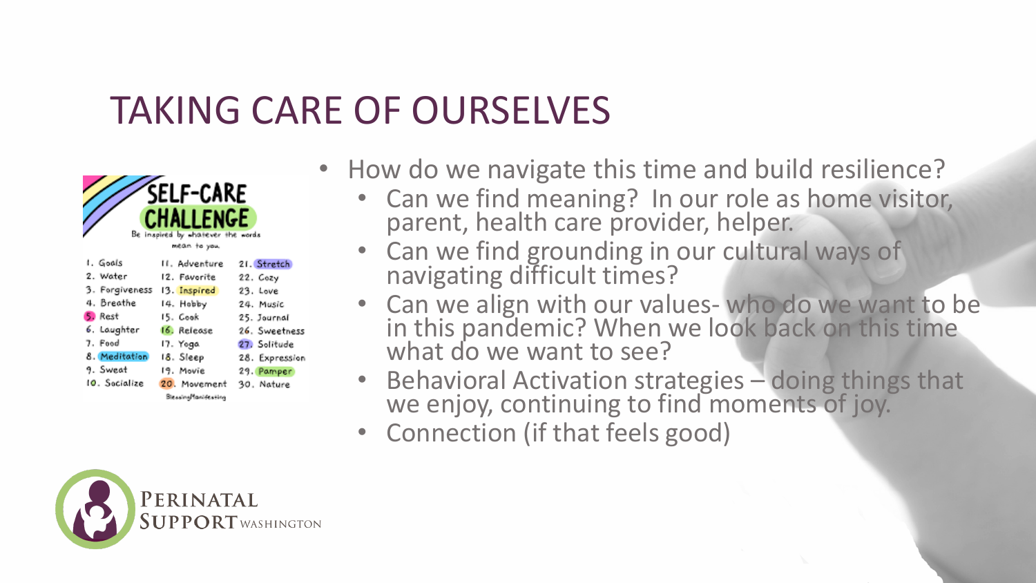# TAKING CARE OF OURSELVES

## SELF-CARE CHALLENGE

Be inspired by whatever the words mean to you.

| | | |
|---|---|---|
| 1. Goals | 11. Adventure | 21. Stretch |
| 2. Water | 12. Favorite | 22. Cozy |
| 3. Forgiveness | 13. Inspired | 23. Love |
| 4. Breathe | 14. Hobby | 24. Music |
| 5. Rest | 15. Cook | 25. Journal |
| 6. Laughter | 16. Release | 26. Sweetness |
| 7. Food | 17. Yoga | 27. Solitude |
| 8. Meditation | 18. Sleep | 28. Expression |
| 9. Sweat | 19. Movie | 29. Pamper |
| 10. Socialize | 20. Movement | 30. Nature |

BlessingManifesting

- How do we navigate this time and build resilience?
  - Can we find meaning? In our role as home visitor, parent, health care provider, helper.
  - Can we find grounding in our cultural ways of navigating difficult times?
  - Can we align with our values- who do we want to be in this pandemic? When we look back on this time what do we want to see?
  - Behavioral Activation strategies – doing things that we enjoy, continuing to find moments of joy.
  - Connection (if that feels good)

PERINATAL SUPPORT WASHINGTON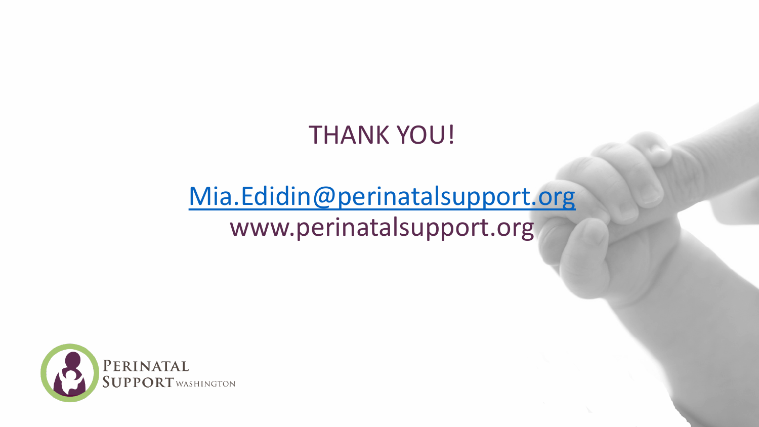# THANK YOU!

[Mia.Edidin@perinatalsupport.org](mailto:Mia.Edidin@perinatalsupport.org)

www.perinatalsupport.org

PERINATAL SUPPORT WASHINGTON